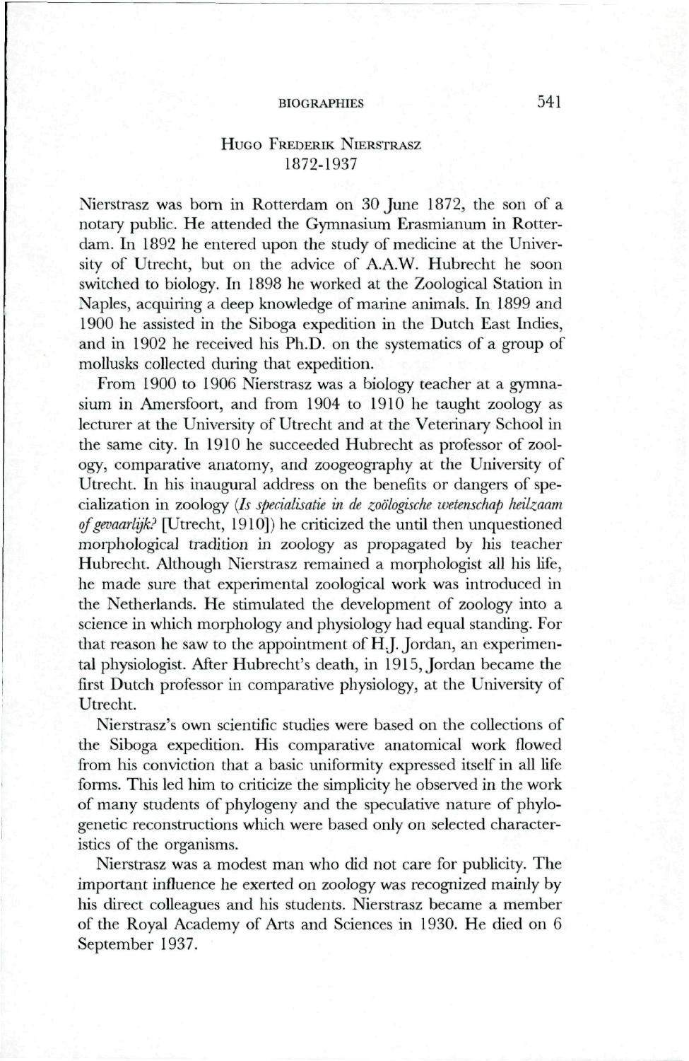## Hugo Frederik Nierstrasz
1872-1937

Nierstrasz was born in Rotterdam on 30 June 1872, the son of a notary public. He attended the Gymnasium Erasmianum in Rotterdam. In 1892 he entered upon the study of medicine at the University of Utrecht, but on the advice of A.A.W. Hubrecht he soon switched to biology. In 1898 he worked at the Zoological Station in Naples, acquiring a deep knowledge of marine animals. In 1899 and 1900 he assisted in the Siboga expedition in the Dutch East Indies, and in 1902 he received his Ph.D. on the systematics of a group of mollusks collected during that expedition.

From 1900 to 1906 Nierstrasz was a biology teacher at a gymnasium in Amersfoort, and from 1904 to 1910 he taught zoology as lecturer at the University of Utrecht and at the Veterinary School in the same city. In 1910 he succeeded Hubrecht as professor of zoology, comparative anatomy, and zoogeography at the University of Utrecht. In his inaugural address on the benefits or dangers of specialization in zoology (*Is specialisatie in de zoölogische wetenschap heilzaam of gevaarlijk?* [Utrecht, 1910]) he criticized the until then unquestioned morphological tradition in zoology as propagated by his teacher Hubrecht. Although Nierstrasz remained a morphologist all his life, he made sure that experimental zoological work was introduced in the Netherlands. He stimulated the development of zoology into a science in which morphology and physiology had equal standing. For that reason he saw to the appointment of H.J. Jordan, an experimental physiologist. After Hubrecht's death, in 1915, Jordan became the first Dutch professor in comparative physiology, at the University of Utrecht.

Nierstrasz's own scientific studies were based on the collections of the Siboga expedition. His comparative anatomical work flowed from his conviction that a basic uniformity expressed itself in all life forms. This led him to criticize the simplicity he observed in the work of many students of phylogeny and the speculative nature of phylogenetic reconstructions which were based only on selected characteristics of the organisms.

Nierstrasz was a modest man who did not care for publicity. The important influence he exerted on zoology was recognized mainly by his direct colleagues and his students. Nierstrasz became a member of the Royal Academy of Arts and Sciences in 1930. He died on 6 September 1937.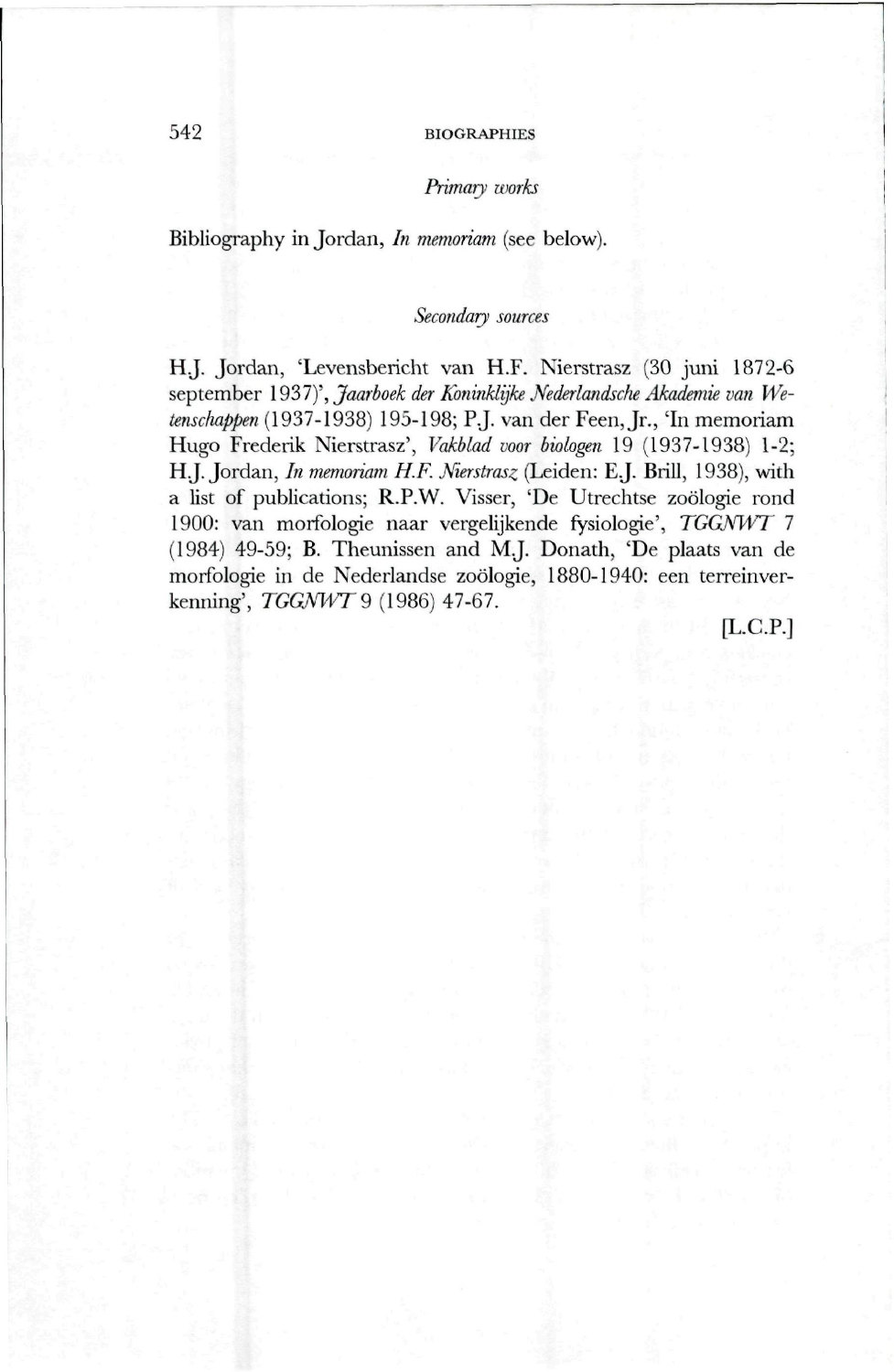*Primary works*

Bibliography in Jordan, *In memoriam* (see below).

*Secondary sources*

H.J. Jordan, 'Levensbericht van H.F. Nierstrasz (30 juni 1872-6 september 1937)', *Jaarboek der Koninklijke Nederlandsche Akademie van Wetenschappen* (1937-1938) 195-198; P.J. van der Feen, Jr., 'In memoriam Hugo Frederik Nierstrasz', *Vakblad voor biologen* 19 (1937-1938) 1-2; H.J. Jordan, *In memoriam H.F. Nierstrasz* (Leiden: E.J. Brill, 1938), with a list of publications; R.P.W. Visser, 'De Utrechtse zoölogie rond 1900: van morfologie naar vergelijkende fysiologie', *TGGNWT* 7 (1984) 49-59; B. Theunissen and M.J. Donath, 'De plaats van de morfologie in de Nederlandse zoölogie, 1880-1940: een terreinverkenning', *TGGNWT* 9 (1986) 47-67.

[L.C.P.]